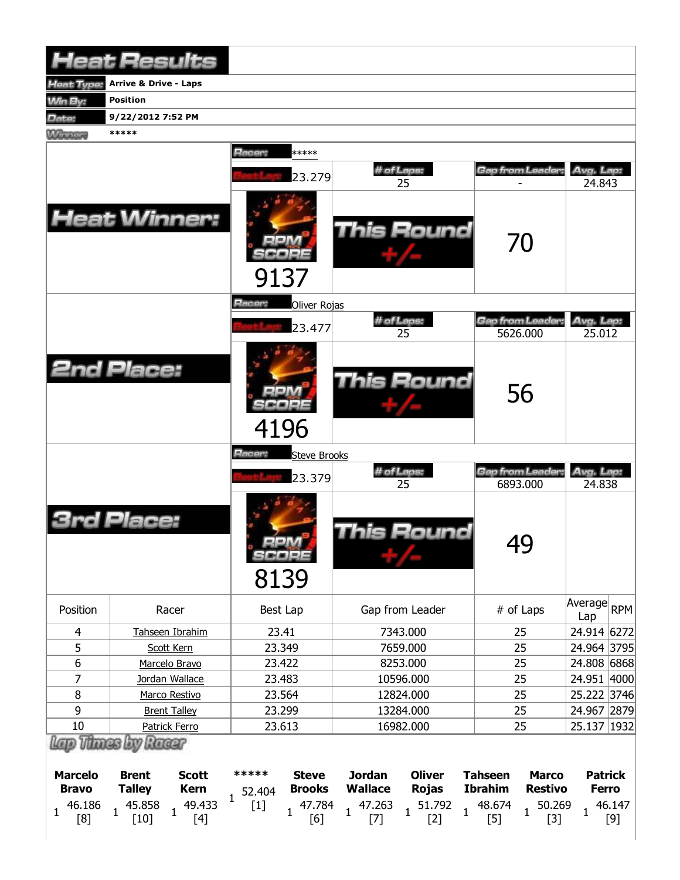# Heat Results

| | |
|---|---|
| Heat Type: | Arrive & Drive - Laps |
| Win By: | Position |
| Date: | 9/22/2012 7:52 PM |
| Winner: | ***** |

## Heat Winner:

Racer: *****

| Best Lap | # of Laps | Gap from Leader | Avg. Lap |
|---|---|---|---|
| 23.279 | 25 | - | 24.843 |

RPM SCORE: 9137

This Round +/-: 70

## 2nd Place:

Racer: Oliver Rojas

| Best Lap | # of Laps | Gap from Leader | Avg. Lap |
|---|---|---|---|
| 23.477 | 25 | 5626.000 | 25.012 |

RPM SCORE: 4196

This Round +/-: 56

## 3rd Place:

Racer: Steve Brooks

| Best Lap | # of Laps | Gap from Leader | Avg. Lap |
|---|---|---|---|
| 23.379 | 25 | 6893.000 | 24.838 |

RPM SCORE: 8139

This Round +/-: 49

| Position | Racer | Best Lap | Gap from Leader | # of Laps | Average Lap | RPM |
|---|---|---|---|---|---|---|
| 4 | Tahseen Ibrahim | 23.41 | 7343.000 | 25 | 24.914 | 6272 |
| 5 | Scott Kern | 23.349 | 7659.000 | 25 | 24.964 | 3795 |
| 6 | Marcelo Bravo | 23.422 | 8253.000 | 25 | 24.808 | 6868 |
| 7 | Jordan Wallace | 23.483 | 10596.000 | 25 | 24.951 | 4000 |
| 8 | Marco Restivo | 23.564 | 12824.000 | 25 | 25.222 | 3746 |
| 9 | Brent Talley | 23.299 | 13284.000 | 25 | 24.967 | 2879 |
| 10 | Patrick Ferro | 23.613 | 16982.000 | 25 | 25.137 | 1932 |

## Lap Times by Racer

| Marcelo Bravo | Brent Talley | Scott Kern | ***** | Steve Brooks | Jordan Wallace | Oliver Rojas | Tahseen Ibrahim | Marco Restivo | Patrick Ferro |
|---|---|---|---|---|---|---|---|---|---|
| 1 46.186 [8] | 1 45.858 [10] | 1 49.433 [4] | 1 52.404 [1] | 1 47.784 [6] | 1 47.263 [7] | 1 51.792 [2] | 1 48.674 [5] | 1 50.269 [3] | 1 46.147 [9] |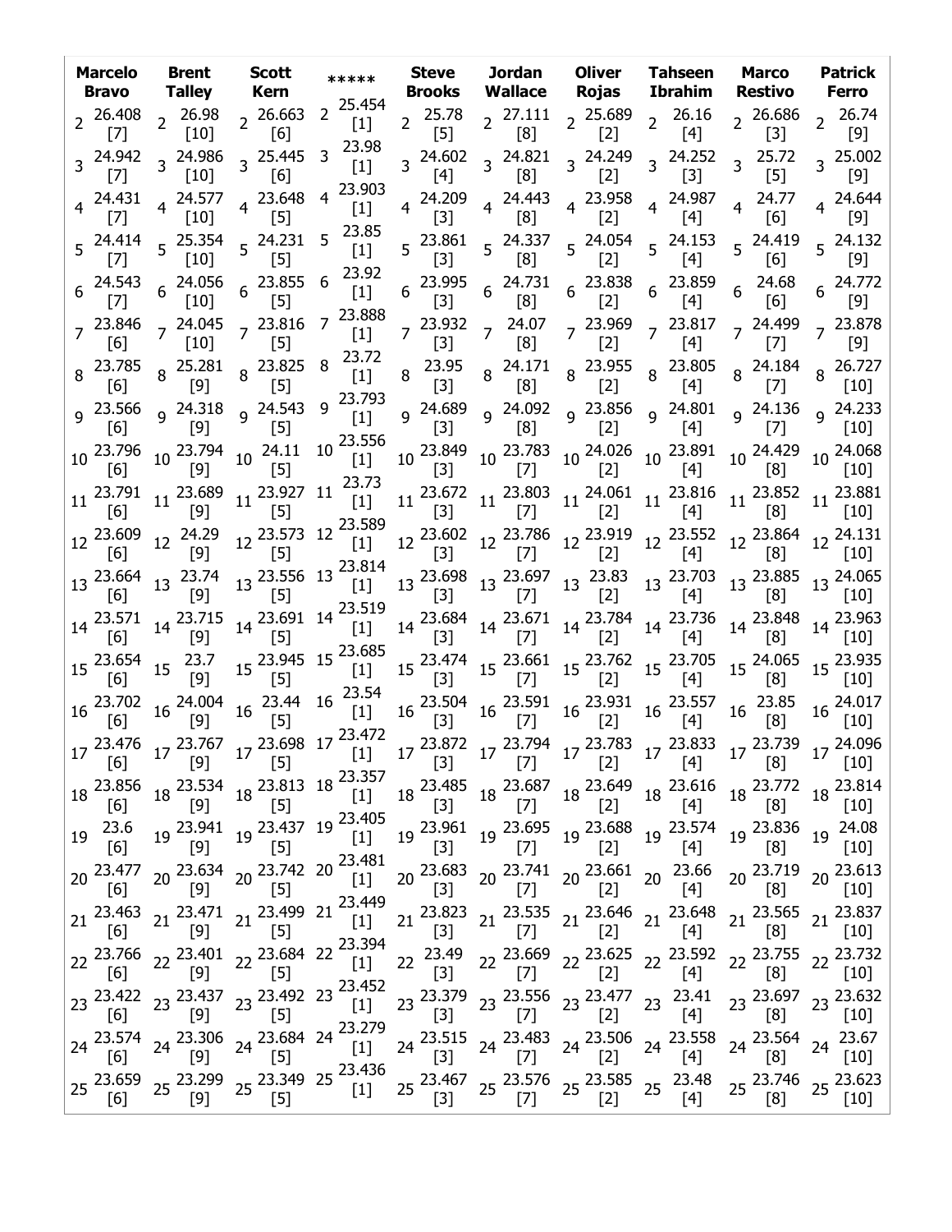| Marcelo Bravo | Brent Talley | Scott Kern | ***** | Steve Brooks | Jordan Wallace | Oliver Rojas | Tahseen Ibrahim | Marco Restivo | Patrick Ferro |
|---|---|---|---|---|---|---|---|---|---|
| 2 26.408 [7] | 2 26.98 [10] | 2 26.663 [6] | 2 25.454 [1] | 2 25.78 [5] | 2 27.111 [8] | 2 25.689 [2] | 2 26.16 [4] | 2 26.686 [3] | 2 26.74 [9] |
| 3 24.942 [7] | 3 24.986 [10] | 3 25.445 [6] | 3 23.98 [1] | 3 24.602 [4] | 3 24.821 [8] | 3 24.249 [2] | 3 24.252 [3] | 3 25.72 [5] | 3 25.002 [9] |
| 4 24.431 [7] | 4 24.577 [10] | 4 23.648 [5] | 4 23.903 [1] | 4 24.209 [3] | 4 24.443 [8] | 4 23.958 [2] | 4 24.987 [4] | 4 24.77 [6] | 4 24.644 [9] |
| 5 24.414 [7] | 5 25.354 [10] | 5 24.231 [5] | 5 23.85 [1] | 5 23.861 [3] | 5 24.337 [8] | 5 24.054 [2] | 5 24.153 [4] | 5 24.419 [6] | 5 24.132 [9] |
| 6 24.543 [7] | 6 24.056 [10] | 6 23.855 [5] | 6 23.92 [1] | 6 23.995 [3] | 6 24.731 [8] | 6 23.838 [2] | 6 23.859 [4] | 6 24.68 [6] | 6 24.772 [9] |
| 7 23.846 [6] | 7 24.045 [10] | 7 23.816 [5] | 7 23.888 [1] | 7 23.932 [3] | 7 24.07 [8] | 7 23.969 [2] | 7 23.817 [4] | 7 24.499 [7] | 7 23.878 [9] |
| 8 23.785 [6] | 8 25.281 [9] | 8 23.825 [5] | 8 23.72 [1] | 8 23.95 [3] | 8 24.171 [8] | 8 23.955 [2] | 8 23.805 [4] | 8 24.184 [7] | 8 26.727 [10] |
| 9 23.566 [6] | 9 24.318 [9] | 9 24.543 [5] | 9 23.793 [1] | 9 24.689 [3] | 9 24.092 [8] | 9 23.856 [2] | 9 24.801 [4] | 9 24.136 [7] | 9 24.233 [10] |
| 10 23.796 [6] | 10 23.794 [9] | 10 24.11 [5] | 10 23.556 [1] | 10 23.849 [3] | 10 23.783 [7] | 10 24.026 [2] | 10 23.891 [4] | 10 24.429 [8] | 10 24.068 [10] |
| 11 23.791 [6] | 11 23.689 [9] | 11 23.927 [5] | 11 23.73 [1] | 11 23.672 [3] | 11 23.803 [7] | 11 24.061 [2] | 11 23.816 [4] | 11 23.852 [8] | 11 23.881 [10] |
| 12 23.609 [6] | 12 24.29 [9] | 12 23.573 [5] | 12 23.589 [1] | 12 23.602 [3] | 12 23.786 [7] | 12 23.919 [2] | 12 23.552 [4] | 12 23.864 [8] | 12 24.131 [10] |
| 13 23.664 [6] | 13 23.74 [9] | 13 23.556 [5] | 13 23.814 [1] | 13 23.698 [3] | 13 23.697 [7] | 13 23.83 [2] | 13 23.703 [4] | 13 23.885 [8] | 13 24.065 [10] |
| 14 23.571 [6] | 14 23.715 [9] | 14 23.691 [5] | 14 23.519 [1] | 14 23.684 [3] | 14 23.671 [7] | 14 23.784 [2] | 14 23.736 [4] | 14 23.848 [8] | 14 23.963 [10] |
| 15 23.654 [6] | 15 23.7 [9] | 15 23.945 [5] | 15 23.685 [1] | 15 23.474 [3] | 15 23.661 [7] | 15 23.762 [2] | 15 23.705 [4] | 15 24.065 [8] | 15 23.935 [10] |
| 16 23.702 [6] | 16 24.004 [9] | 16 23.44 [5] | 16 23.54 [1] | 16 23.504 [3] | 16 23.591 [7] | 16 23.931 [2] | 16 23.557 [4] | 16 23.85 [8] | 16 24.017 [10] |
| 17 23.476 [6] | 17 23.767 [9] | 17 23.698 [5] | 17 23.472 [1] | 17 23.872 [3] | 17 23.794 [7] | 17 23.783 [2] | 17 23.833 [4] | 17 23.739 [8] | 17 24.096 [10] |
| 18 23.856 [6] | 18 23.534 [9] | 18 23.813 [5] | 18 23.357 [1] | 18 23.485 [3] | 18 23.687 [7] | 18 23.649 [2] | 18 23.616 [4] | 18 23.772 [8] | 18 23.814 [10] |
| 19 23.6 [6] | 19 23.941 [9] | 19 23.437 [5] | 19 23.405 [1] | 19 23.961 [3] | 19 23.695 [7] | 19 23.688 [2] | 19 23.574 [4] | 19 23.836 [8] | 19 24.08 [10] |
| 20 23.477 [6] | 20 23.634 [9] | 20 23.742 [5] | 20 23.481 [1] | 20 23.683 [3] | 20 23.741 [7] | 20 23.661 [2] | 20 23.66 [4] | 20 23.719 [8] | 20 23.613 [10] |
| 21 23.463 [6] | 21 23.471 [9] | 21 23.499 [5] | 21 23.449 [1] | 21 23.823 [3] | 21 23.535 [7] | 21 23.646 [2] | 21 23.648 [4] | 21 23.565 [8] | 21 23.837 [10] |
| 22 23.766 [6] | 22 23.401 [9] | 22 23.684 [5] | 22 23.394 [1] | 22 23.49 [3] | 22 23.669 [7] | 22 23.625 [2] | 22 23.592 [4] | 22 23.755 [8] | 22 23.732 [10] |
| 23 23.422 [6] | 23 23.437 [9] | 23 23.492 [5] | 23 23.452 [1] | 23 23.379 [3] | 23 23.556 [7] | 23 23.477 [2] | 23 23.41 [4] | 23 23.697 [8] | 23 23.632 [10] |
| 24 23.574 [6] | 24 23.306 [9] | 24 23.684 [5] | 24 23.279 [1] | 24 23.515 [3] | 24 23.483 [7] | 24 23.506 [2] | 24 23.558 [4] | 24 23.564 [8] | 24 23.67 [10] |
| 25 23.659 [6] | 25 23.299 [9] | 25 23.349 [5] | 25 23.436 [1] | 25 23.467 [3] | 25 23.576 [7] | 25 23.585 [2] | 25 23.48 [4] | 25 23.746 [8] | 25 23.623 [10] |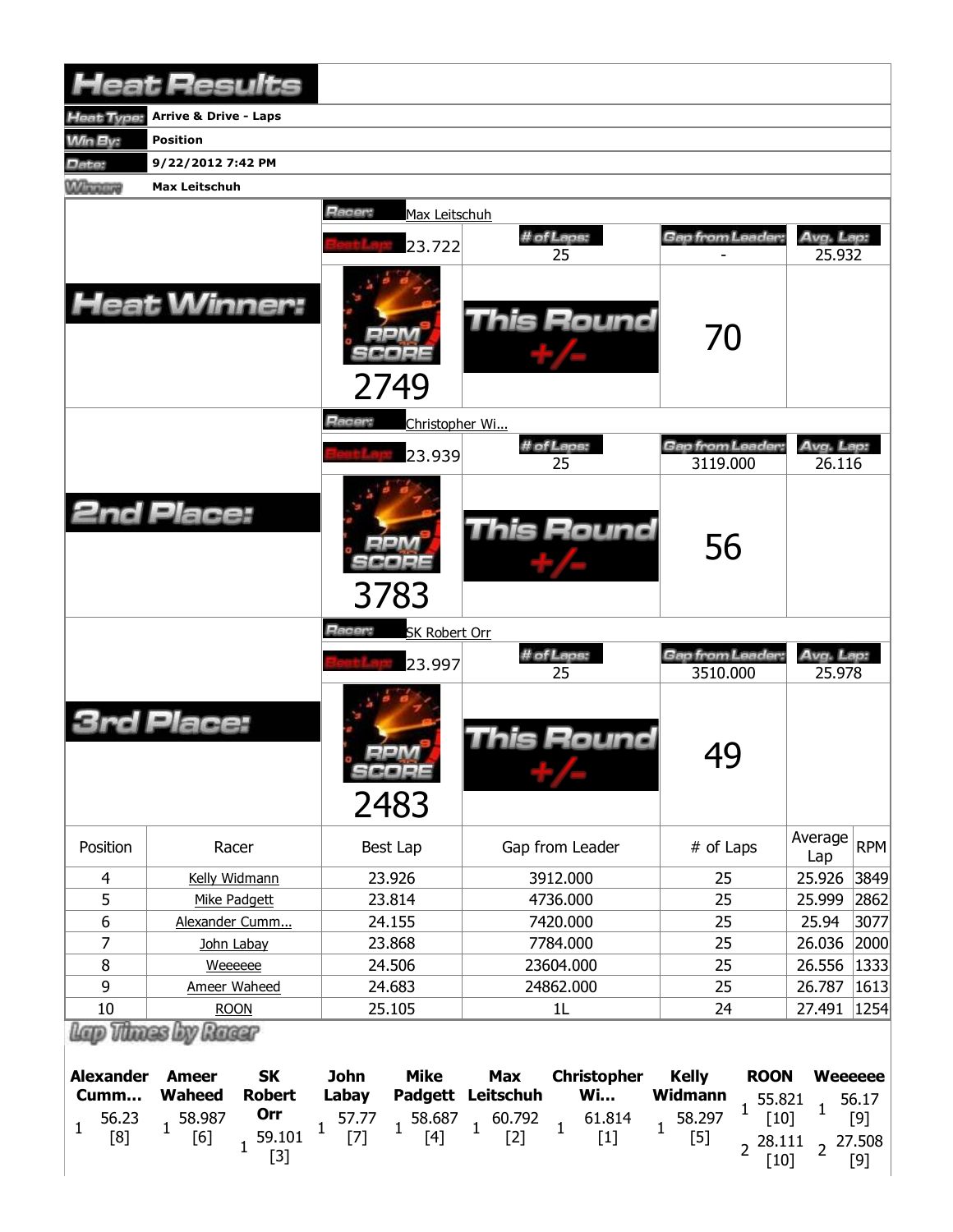# Heat Results

| | |
|---|---|
| **Heat Type:** | **Arrive & Drive - Laps** |
| **Win By:** | **Position** |
| **Date:** | **9/22/2012 7:42 PM** |
| **Winner:** | **Max Leitschuh** |

## Heat Winner:

**Racer:** Max Leitschuh

| Best Lap | # of Laps | Gap from Leader | Avg. Lap |
|---|---|---|---|
| 23.722 | 25 | - | 25.932 |

RPM SCORE: 2749

This Round +/-: 70

## 2nd Place:

**Racer:** Christopher Wi...

| Best Lap | # of Laps | Gap from Leader | Avg. Lap |
|---|---|---|---|
| 23.939 | 25 | 3119.000 | 26.116 |

RPM SCORE: 3783

This Round +/-: 56

## 3rd Place:

**Racer:** SK Robert Orr

| Best Lap | # of Laps | Gap from Leader | Avg. Lap |
|---|---|---|---|
| 23.997 | 25 | 3510.000 | 25.978 |

RPM SCORE: 2483

This Round +/-: 49

| Position | Racer | Best Lap | Gap from Leader | # of Laps | Average Lap | RPM |
|---|---|---|---|---|---|---|
| 4 | Kelly Widmann | 23.926 | 3912.000 | 25 | 25.926 | 3849 |
| 5 | Mike Padgett | 23.814 | 4736.000 | 25 | 25.999 | 2862 |
| 6 | Alexander Cumm... | 24.155 | 7420.000 | 25 | 25.94 | 3077 |
| 7 | John Labay | 23.868 | 7784.000 | 25 | 26.036 | 2000 |
| 8 | Weeeeee | 24.506 | 23604.000 | 25 | 26.556 | 1333 |
| 9 | Ameer Waheed | 24.683 | 24862.000 | 25 | 26.787 | 1613 |
| 10 | ROON | 25.105 | 1L | 24 | 27.491 | 1254 |

## Lap Times by Racer

| Lap | Alexander Cumm... | Ameer Waheed | SK Robert Orr | John Labay | Mike Padgett | Max Leitschuh | Christopher Wi... | Kelly Widmann | ROON | Weeeeee |
|---|---|---|---|---|---|---|---|---|---|---|
| 1 | 56.23 [8] | 58.987 [6] | 59.101 [3] | 57.77 [7] | 58.687 [4] | 60.792 [2] | 61.814 [1] | 58.297 [5] | 55.821 [10] | 56.17 [9] |
| 2 | | | | | | | | | 28.111 [10] | 27.508 [9] |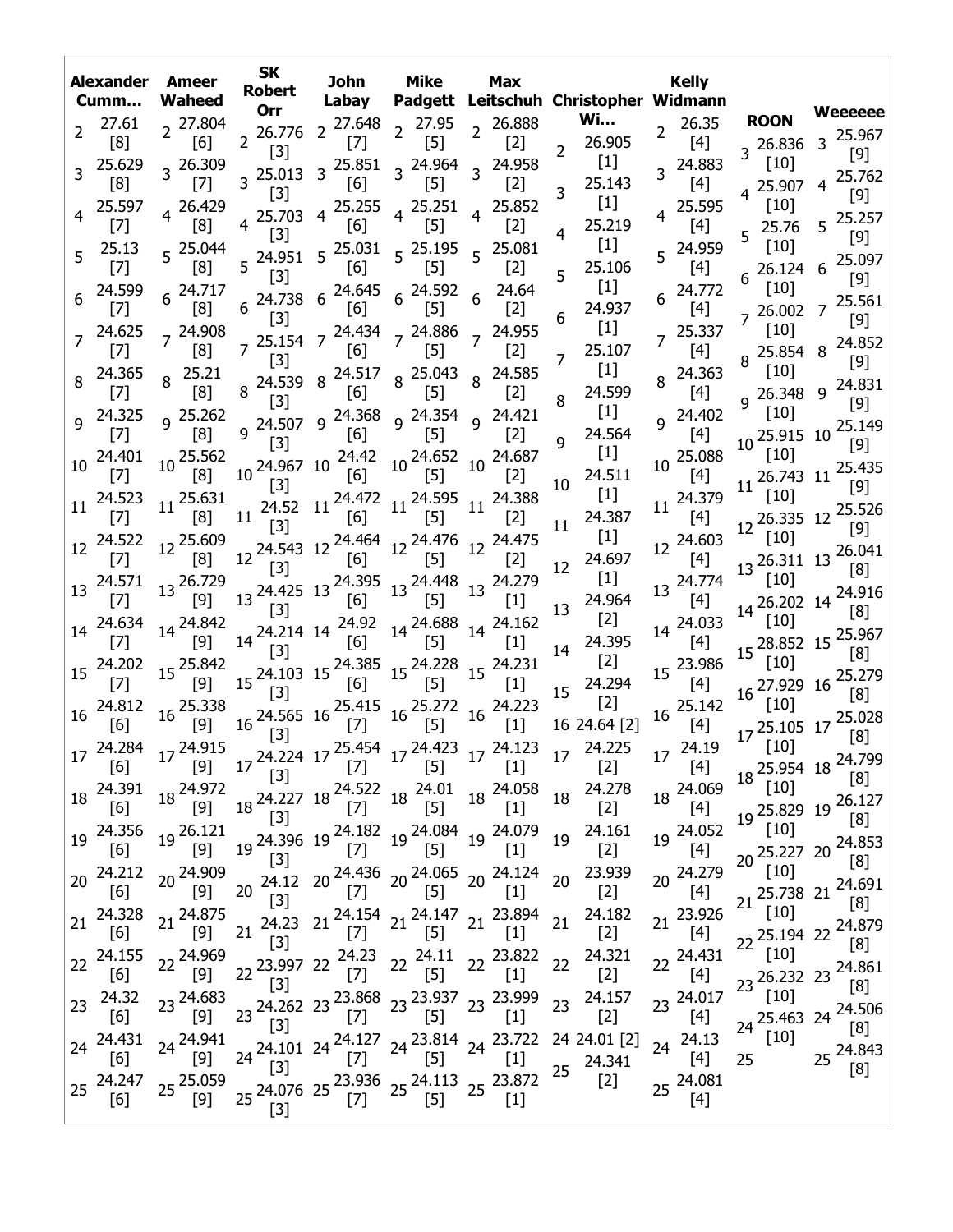| Alexander Cumm… | Ameer Waheed | SK Robert Orr | John Labay | Mike Padgett | Max Leitschuh | Christopher Wi… | Kelly Widmann | ROON | Weeeeee |
|---|---|---|---|---|---|---|---|---|---|
| 2 27.61 [8] | 2 27.804 [6] | 2 26.776 [3] | 2 27.648 [7] | 2 27.95 [5] | 2 26.888 [2] | 2 26.905 [1] | 2 26.35 [4] | 3 26.836 [10] | 3 25.967 [9] |
| 3 25.629 [8] | 3 26.309 [7] | 3 25.013 [3] | 3 25.851 [6] | 3 24.964 [5] | 3 24.958 [2] | 3 25.143 [1] | 3 24.883 [4] | 4 25.907 [10] | 4 25.762 [9] |
| 4 25.597 [7] | 4 26.429 [8] | 4 25.703 [3] | 4 25.255 [6] | 4 25.251 [5] | 4 25.852 [2] | 4 25.219 [1] | 4 25.595 [4] | 5 25.76 [10] | 5 25.257 [9] |
| 5 25.13 [7] | 5 25.044 [8] | 5 24.951 [3] | 5 25.031 [6] | 5 25.195 [5] | 5 25.081 [2] | 5 25.106 [1] | 5 24.959 [4] | 6 26.124 [10] | 6 25.097 [9] |
| 6 24.599 [7] | 6 24.717 [8] | 6 24.738 [3] | 6 24.645 [6] | 6 24.592 [5] | 6 24.64 [2] | 6 24.937 [1] | 6 24.772 [4] | 7 26.002 [10] | 7 25.561 [9] |
| 7 24.625 [7] | 7 24.908 [8] | 7 25.154 [3] | 7 24.434 [6] | 7 24.886 [5] | 7 24.955 [2] | 7 25.107 [1] | 7 25.337 [4] | 8 25.854 [10] | 8 24.852 [9] |
| 8 24.365 [7] | 8 25.21 [8] | 8 24.539 [3] | 8 24.517 [6] | 8 25.043 [5] | 8 24.585 [2] | 8 24.599 [1] | 8 24.363 [4] | 9 26.348 [10] | 9 24.831 [9] |
| 9 24.325 [7] | 9 25.262 [8] | 9 24.507 [3] | 9 24.368 [6] | 9 24.354 [5] | 9 24.421 [2] | 9 24.564 [1] | 9 24.402 [4] | 10 25.915 [10] | 10 25.149 [9] |
| 10 24.401 [7] | 10 25.562 [8] | 10 24.967 [3] | 10 24.42 [6] | 10 24.652 [5] | 10 24.687 [2] | 10 24.511 [1] | 10 25.088 [4] | 11 26.743 [10] | 11 25.435 [9] |
| 11 24.523 [7] | 11 25.631 [8] | 11 24.52 [3] | 11 24.472 [6] | 11 24.595 [5] | 11 24.388 [2] | 11 24.387 [1] | 11 24.379 [4] | 12 26.335 [10] | 12 25.526 [9] |
| 12 24.522 [7] | 12 25.609 [8] | 12 24.543 [3] | 12 24.464 [6] | 12 24.476 [5] | 12 24.475 [2] | 12 24.697 [1] | 12 24.603 [4] | 13 26.311 [10] | 13 26.041 [8] |
| 13 24.571 [7] | 13 26.729 [9] | 13 24.425 [3] | 13 24.395 [6] | 13 24.448 [5] | 13 24.279 [1] | 13 24.964 [2] | 13 24.774 [4] | 14 26.202 [10] | 14 24.916 [8] |
| 14 24.634 [7] | 14 24.842 [9] | 14 24.214 [3] | 14 24.92 [6] | 14 24.688 [5] | 14 24.162 [1] | 14 24.395 [2] | 14 24.033 [4] | 15 28.852 [10] | 15 25.967 [8] |
| 15 24.202 [7] | 15 25.842 [9] | 15 24.103 [3] | 15 24.385 [6] | 15 24.228 [5] | 15 24.231 [1] | 15 24.294 [2] | 15 23.986 [4] | 16 27.929 [10] | 16 25.279 [8] |
| 16 24.812 [6] | 16 25.338 [9] | 16 24.565 [3] | 16 25.415 [7] | 16 25.272 [5] | 16 24.223 [1] | 16 24.64 [2] | 16 25.142 [4] | 17 25.105 [10] | 17 25.028 [8] |
| 17 24.284 [6] | 17 24.915 [9] | 17 24.224 [3] | 17 25.454 [7] | 17 24.423 [5] | 17 24.123 [1] | 17 24.225 [2] | 17 24.19 [4] | 18 25.954 [10] | 18 24.799 [8] |
| 18 24.391 [6] | 18 24.972 [9] | 18 24.227 [3] | 18 24.522 [7] | 18 24.01 [5] | 18 24.058 [1] | 18 24.278 [2] | 18 24.069 [4] | 19 25.829 [10] | 19 26.127 [8] |
| 19 24.356 [6] | 19 26.121 [9] | 19 24.396 [3] | 19 24.182 [7] | 19 24.084 [5] | 19 24.079 [1] | 19 24.161 [2] | 19 24.052 [4] | 20 25.227 [10] | 20 24.853 [8] |
| 20 24.212 [6] | 20 24.909 [9] | 20 24.12 [3] | 20 24.436 [7] | 20 24.065 [5] | 20 24.124 [1] | 20 23.939 [2] | 20 24.279 [4] | 21 25.738 [10] | 21 24.691 [8] |
| 21 24.328 [6] | 21 24.875 [9] | 21 24.23 [3] | 21 24.154 [7] | 21 24.147 [5] | 21 23.894 [1] | 21 24.182 [2] | 21 23.926 [4] | 22 25.194 [10] | 22 24.879 [8] |
| 22 24.155 [6] | 22 24.969 [9] | 22 23.997 [3] | 22 24.23 [7] | 22 24.11 [5] | 22 23.822 [1] | 22 24.321 [2] | 22 24.431 [4] | 23 26.232 [10] | 23 24.861 [8] |
| 23 24.32 [6] | 23 24.683 [9] | 23 24.262 [3] | 23 23.868 [7] | 23 23.937 [5] | 23 23.999 [1] | 23 24.157 [2] | 23 24.017 [4] | 24 25.463 [10] | 24 24.506 [8] |
| 24 24.431 [6] | 24 24.941 [9] | 24 24.101 [3] | 24 24.127 [7] | 24 23.814 [5] | 24 23.722 [1] | 24 24.01 [2] | 24 24.13 [4] | 25 | 25 24.843 [8] |
| 25 24.247 [6] | 25 25.059 [9] | 25 24.076 [3] | 25 23.936 [7] | 25 24.113 [5] | 25 23.872 [1] | 25 24.341 [2] | 25 24.081 [4] | | |